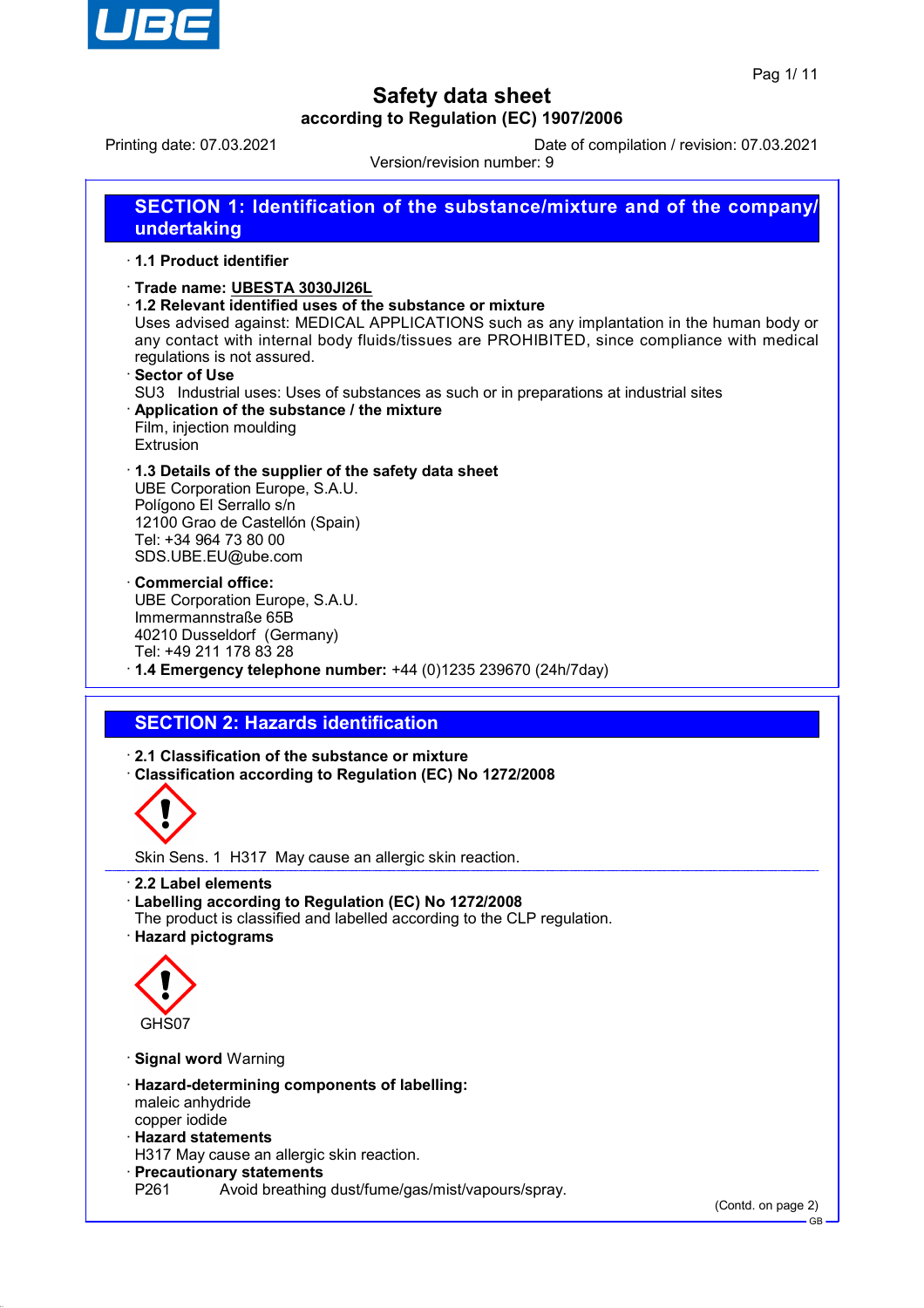# Safety data sheet

**according to Regulation (EC) 1907/2006**

Printing date: 07.03.2021 Date of compilation / revision: 07.03.2021

Version/revision number: 9

## SECTION 1: Identification of the substance/mixture and of the company/undertaking

· **1.1 Product identifier**

· **Trade name: UBESTA 3030JI26L**

· **1.2 Relevant identified uses of the substance or mixture**

Uses advised against: MEDICAL APPLICATIONS such as any implantation in the human body or any contact with internal body fluids/tissues are PROHIBITED, since compliance with medical regulations is not assured.

· **Sector of Use**

SU3 Industrial uses: Uses of substances as such or in preparations at industrial sites

· **Application of the substance / the mixture**

Film, injection moulding
Extrusion

· **1.3 Details of the supplier of the safety data sheet**

UBE Corporation Europe, S.A.U.
Polígono El Serrallo s/n
12100 Grao de Castellón (Spain)
Tel: +34 964 73 80 00
SDS.UBE.EU@ube.com

· **Commercial office:**

UBE Corporation Europe, S.A.U.
Immermannstraße 65B
40210 Dusseldorf (Germany)
Tel: +49 211 178 83 28

· **1.4 Emergency telephone number:** +44 (0)1235 239670 (24h/7day)

## SECTION 2: Hazards identification

· **2.1 Classification of the substance or mixture**

· **Classification according to Regulation (EC) No 1272/2008**

Skin Sens. 1 H317 May cause an allergic skin reaction.

· **2.2 Label elements**

· **Labelling according to Regulation (EC) No 1272/2008**

The product is classified and labelled according to the CLP regulation.

· **Hazard pictograms**

GHS07

· **Signal word** Warning

· **Hazard-determining components of labelling:**

maleic anhydride
copper iodide

· **Hazard statements**

H317 May cause an allergic skin reaction.

· **Precautionary statements**

P261 Avoid breathing dust/fume/gas/mist/vapours/spray.

(Contd. on page 2)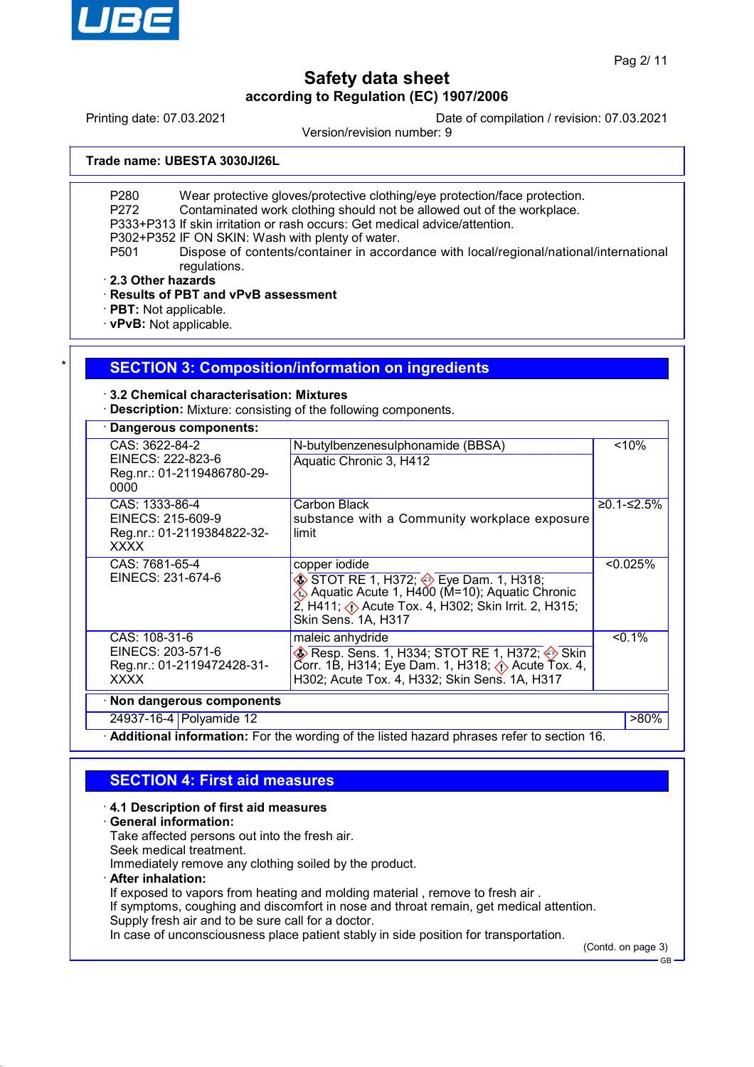**Trade name: UBESTA 3030JI26L**

- P280 Wear protective gloves/protective clothing/eye protection/face protection.
- P272 Contaminated work clothing should not be allowed out of the workplace.
- P333+P313 If skin irritation or rash occurs: Get medical advice/attention.
- P302+P352 IF ON SKIN: Wash with plenty of water.
- P501 Dispose of contents/container in accordance with local/regional/national/international regulations.

· **2.3 Other hazards**
· **Results of PBT and vPvB assessment**
· **PBT:** Not applicable.
· **vPvB:** Not applicable.

## SECTION 3: Composition/information on ingredients

· **3.2 Chemical characterisation: Mixtures**
· **Description:** Mixture: consisting of the following components.

· **Dangerous components:**

| Identifiers | Name / Classification | Concentration |
|---|---|---|
| CAS: 3622-84-2<br>EINECS: 222-823-6<br>Reg.nr.: 01-2119486780-29-0000 | N-butylbenzenesulphonamide (BBSA)<br>Aquatic Chronic 3, H412 | <10% |
| CAS: 1333-86-4<br>EINECS: 215-609-9<br>Reg.nr.: 01-2119384822-32-XXXX | Carbon Black<br>substance with a Community workplace exposure limit | ≥0.1-≤2.5% |
| CAS: 7681-65-4<br>EINECS: 231-674-6 | copper iodide<br>STOT RE 1, H372; Eye Dam. 1, H318; Aquatic Acute 1, H400 (M=10); Aquatic Chronic 2, H411; Acute Tox. 4, H302; Skin Irrit. 2, H315; Skin Sens. 1A, H317 | <0.025% |
| CAS: 108-31-6<br>EINECS: 203-571-6<br>Reg.nr.: 01-2119472428-31-XXXX | maleic anhydride<br>Resp. Sens. 1, H334; STOT RE 1, H372; Skin Corr. 1B, H314; Eye Dam. 1, H318; Acute Tox. 4, H302; Acute Tox. 4, H332; Skin Sens. 1A, H317 | <0.1% |

· **Non dangerous components**

| CAS | Name | Concentration |
|---|---|---|
| 24937-16-4 | Polyamide 12 | >80% |

· **Additional information:** For the wording of the listed hazard phrases refer to section 16.

## SECTION 4: First aid measures

· **4.1 Description of first aid measures**
· **General information:**
Take affected persons out into the fresh air.
Seek medical treatment.
Immediately remove any clothing soiled by the product.
· **After inhalation:**
If exposed to vapors from heating and molding material , remove to fresh air .
If symptoms, coughing and discomfort in nose and throat remain, get medical attention.
Supply fresh air and to be sure call for a doctor.
In case of unconsciousness place patient stably in side position for transportation.

(Contd. on page 3)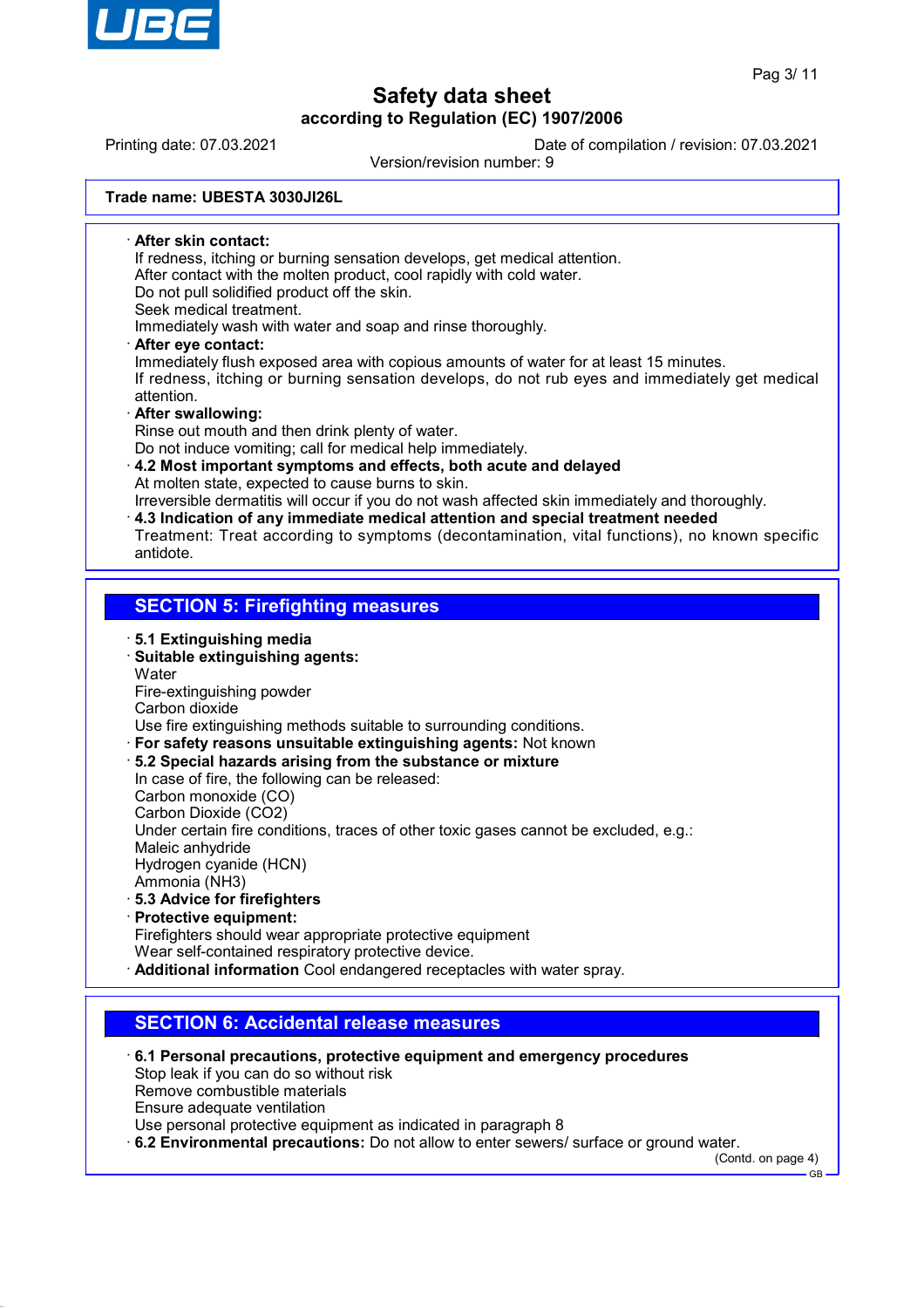**Trade name: UBESTA 3030JI26L**

· **After skin contact:**
If redness, itching or burning sensation develops, get medical attention.
After contact with the molten product, cool rapidly with cold water.
Do not pull solidified product off the skin.
Seek medical treatment.
Immediately wash with water and soap and rinse thoroughly.

· **After eye contact:**
Immediately flush exposed area with copious amounts of water for at least 15 minutes.
If redness, itching or burning sensation develops, do not rub eyes and immediately get medical attention.

· **After swallowing:**
Rinse out mouth and then drink plenty of water.
Do not induce vomiting; call for medical help immediately.

· **4.2 Most important symptoms and effects, both acute and delayed**
At molten state, expected to cause burns to skin.
Irreversible dermatitis will occur if you do not wash affected skin immediately and thoroughly.

· **4.3 Indication of any immediate medical attention and special treatment needed**
Treatment: Treat according to symptoms (decontamination, vital functions), no known specific antidote.

## SECTION 5: Firefighting measures

· **5.1 Extinguishing media**

· **Suitable extinguishing agents:**
Water
Fire-extinguishing powder
Carbon dioxide
Use fire extinguishing methods suitable to surrounding conditions.

· **For safety reasons unsuitable extinguishing agents:** Not known

· **5.2 Special hazards arising from the substance or mixture**
In case of fire, the following can be released:
Carbon monoxide (CO)
Carbon Dioxide ($CO_2$)
Under certain fire conditions, traces of other toxic gases cannot be excluded, e.g.:
Maleic anhydride
Hydrogen cyanide (HCN)
Ammonia ($NH_3$)

· **5.3 Advice for firefighters**

· **Protective equipment:**
Firefighters should wear appropriate protective equipment
Wear self-contained respiratory protective device.

· **Additional information** Cool endangered receptacles with water spray.

## SECTION 6: Accidental release measures

· **6.1 Personal precautions, protective equipment and emergency procedures**
Stop leak if you can do so without risk
Remove combustible materials
Ensure adequate ventilation
Use personal protective equipment as indicated in paragraph 8

· **6.2 Environmental precautions:** Do not allow to enter sewers/ surface or ground water.

(Contd. on page 4)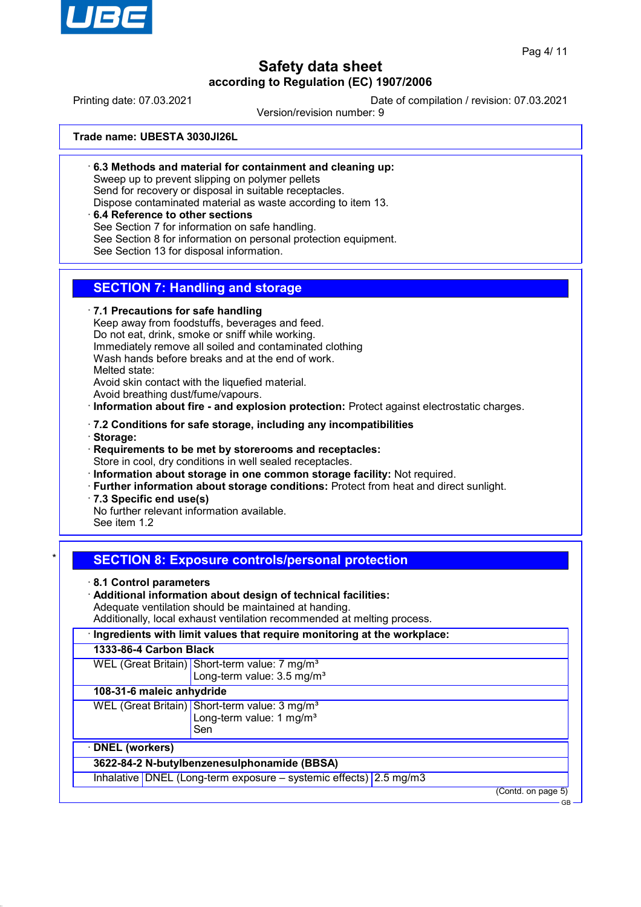**Trade name: UBESTA 3030JI26L**

· **6.3 Methods and material for containment and cleaning up:**
Sweep up to prevent slipping on polymer pellets
Send for recovery or disposal in suitable receptacles.
Dispose contaminated material as waste according to item 13.

· **6.4 Reference to other sections**
See Section 7 for information on safe handling.
See Section 8 for information on personal protection equipment.
See Section 13 for disposal information.

## SECTION 7: Handling and storage

· **7.1 Precautions for safe handling**
Keep away from foodstuffs, beverages and feed.
Do not eat, drink, smoke or sniff while working.
Immediately remove all soiled and contaminated clothing
Wash hands before breaks and at the end of work.
Melted state:
Avoid skin contact with the liquefied material.
Avoid breathing dust/fume/vapours.

· **Information about fire - and explosion protection:** Protect against electrostatic charges.

· **7.2 Conditions for safe storage, including any incompatibilities**

· **Storage:**

· **Requirements to be met by storerooms and receptacles:**
Store in cool, dry conditions in well sealed receptacles.

· **Information about storage in one common storage facility:** Not required.

· **Further information about storage conditions:** Protect from heat and direct sunlight.

· **7.3 Specific end use(s)**
No further relevant information available.
See item 1.2

## SECTION 8: Exposure controls/personal protection

· **8.1 Control parameters**

· **Additional information about design of technical facilities:**
Adequate ventilation should be maintained at handing.
Additionally, local exhaust ventilation recommended at melting process.

| · Ingredients with limit values that require monitoring at the workplace: | |
|---|---|
| **1333-86-4 Carbon Black** | |
| WEL (Great Britain) | Short-term value: 7 mg/m³<br>Long-term value: 3.5 mg/m³ |
| **108-31-6 maleic anhydride** | |
| WEL (Great Britain) | Short-term value: 3 mg/m³<br>Long-term value: 1 mg/m³<br>Sen |

| · DNEL (workers) | | |
|---|---|---|
| **3622-84-2 N-butylbenzenesulphonamide (BBSA)** | | |
| Inhalative | DNEL (Long-term exposure – systemic effects) | 2.5 mg/m3 |

(Contd. on page 5)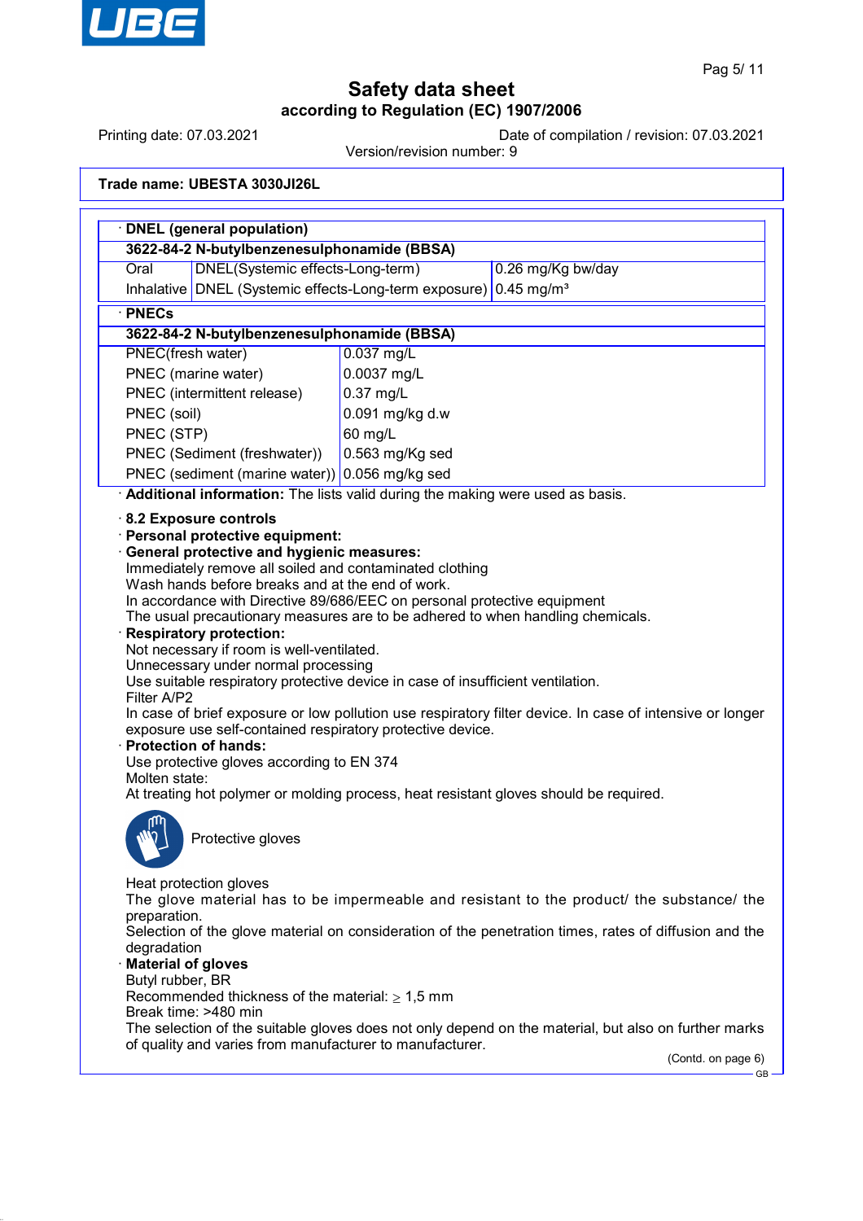**Trade name: UBESTA 3030JI26L**

| · DNEL (general population) | | |
|---|---|---|
| **3622-84-2 N-butylbenzenesulphonamide (BBSA)** | | |
| Oral | DNEL(Systemic effects-Long-term) | 0.26 mg/Kg bw/day |
| Inhalative | DNEL (Systemic effects-Long-term exposure) | 0.45 mg/m³ |

| · PNECs | |
|---|---|
| **3622-84-2 N-butylbenzenesulphonamide (BBSA)** | |
| PNEC(fresh water) | 0.037 mg/L |
| PNEC (marine water) | 0.0037 mg/L |
| PNEC (intermittent release) | 0.37 mg/L |
| PNEC (soil) | 0.091 mg/kg d.w |
| PNEC (STP) | 60 mg/L |
| PNEC (Sediment (freshwater)) | 0.563 mg/Kg sed |
| PNEC (sediment (marine water)) | 0.056 mg/kg sed |

· **Additional information:** The lists valid during the making were used as basis.

· **8.2 Exposure controls**

· **Personal protective equipment:**

· **General protective and hygienic measures:**
Immediately remove all soiled and contaminated clothing
Wash hands before breaks and at the end of work.
In accordance with Directive 89/686/EEC on personal protective equipment
The usual precautionary measures are to be adhered to when handling chemicals.

· **Respiratory protection:**
Not necessary if room is well-ventilated.
Unnecessary under normal processing
Use suitable respiratory protective device in case of insufficient ventilation.
Filter A/P2
In case of brief exposure or low pollution use respiratory filter device. In case of intensive or longer exposure use self-contained respiratory protective device.

· **Protection of hands:**
Use protective gloves according to EN 374
Molten state:
At treating hot polymer or molding process, heat resistant gloves should be required.

Protective gloves

Heat protection gloves
The glove material has to be impermeable and resistant to the product/ the substance/ the preparation.
Selection of the glove material on consideration of the penetration times, rates of diffusion and the degradation

· **Material of gloves**
Butyl rubber, BR
Recommended thickness of the material: ≥ 1,5 mm
Break time: >480 min
The selection of the suitable gloves does not only depend on the material, but also on further marks of quality and varies from manufacturer to manufacturer.

(Contd. on page 6)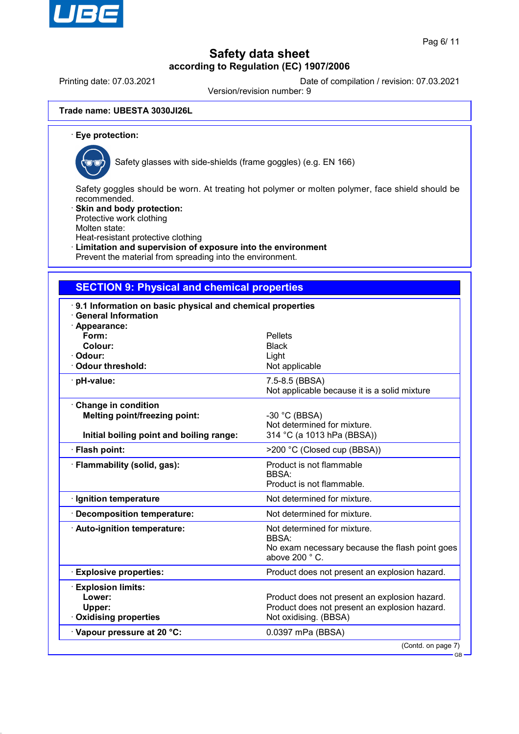Trade name: **UBESTA 3030JI26L**

· **Eye protection:**

Safety glasses with side-shields (frame goggles) (e.g. EN 166)

Safety goggles should be worn. At treating hot polymer or molten polymer, face shield should be recommended.

· **Skin and body protection:**
Protective work clothing
Molten state:
Heat-resistant protective clothing

· **Limitation and supervision of exposure into the environment**
Prevent the material from spreading into the environment.

## SECTION 9: Physical and chemical properties

· **9.1 Information on basic physical and chemical properties**
· **General Information**

| Property | Value |
|---|---|
| · **Appearance:** | |
| **Form:** | Pellets |
| **Colour:** | Black |
| · **Odour:** | Light |
| · **Odour threshold:** | Not applicable |
| · **pH-value:** | 7.5-8.5 (BBSA)<br>Not applicable because it is a solid mixture |
| · **Change in condition** | |
| **Melting point/freezing point:** | -30 °C (BBSA)<br>Not determined for mixture. |
| **Initial boiling point and boiling range:** | 314 °C (a 1013 hPa (BBSA)) |
| · **Flash point:** | >200 °C (Closed cup (BBSA)) |
| · **Flammability (solid, gas):** | Product is not flammable<br>BBSA:<br>Product is not flammable. |
| · **Ignition temperature** | Not determined for mixture. |
| · **Decomposition temperature:** | Not determined for mixture. |
| · **Auto-ignition temperature:** | Not determined for mixture.<br>BBSA:<br>No exam necessary because the flash point goes above 200 ° C. |
| · **Explosive properties:** | Product does not present an explosion hazard. |
| · **Explosion limits:** | |
| **Lower:** | Product does not present an explosion hazard. |
| **Upper:** | Product does not present an explosion hazard. |
| · **Oxidising properties** | Not oxidising. (BBSA) |
| · **Vapour pressure at 20 °C:** | 0.0397 mPa (BBSA) |

(Contd. on page 7)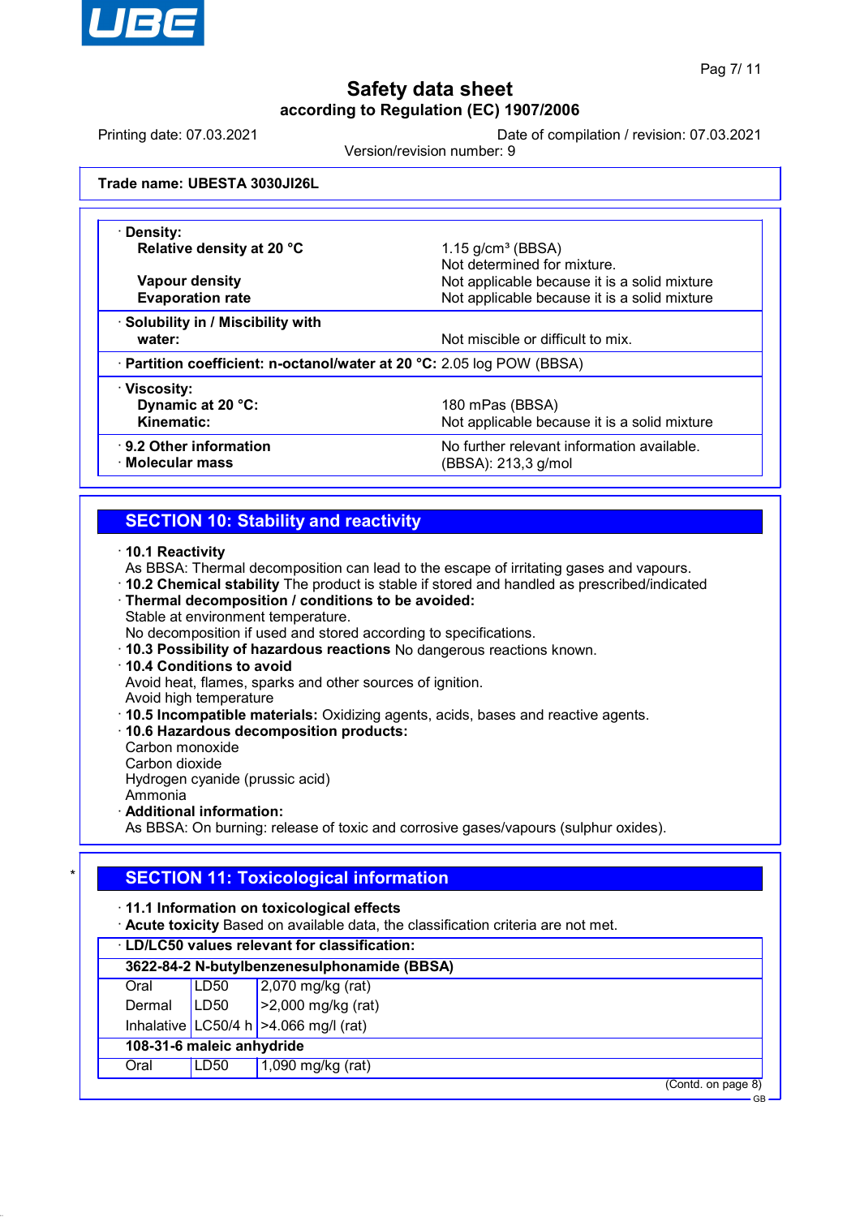Trade name: UBESTA 3030JI26L

· **Density:**

| | |
|---|---|
| **Relative density at 20 °C** | 1.15 g/cm³ (BBSA)<br>Not determined for mixture. |
| **Vapour density** | Not applicable because it is a solid mixture |
| **Evaporation rate** | Not applicable because it is a solid mixture |

· **Solubility in / Miscibility with water:** Not miscible or difficult to mix.

· **Partition coefficient: n-octanol/water at 20 °C:** 2.05 log POW (BBSA)

· **Viscosity:**

| | |
|---|---|
| **Dynamic at 20 °C:** | 180 mPas (BBSA) |
| **Kinematic:** | Not applicable because it is a solid mixture |

· **9.2 Other information** No further relevant information available.
· **Molecular mass** (BBSA): 213,3 g/mol

## SECTION 10: Stability and reactivity

· **10.1 Reactivity**
As BBSA: Thermal decomposition can lead to the escape of irritating gases and vapours.
· **10.2 Chemical stability** The product is stable if stored and handled as prescribed/indicated
· **Thermal decomposition / conditions to be avoided:**
Stable at environment temperature.
No decomposition if used and stored according to specifications.
· **10.3 Possibility of hazardous reactions** No dangerous reactions known.
· **10.4 Conditions to avoid**
Avoid heat, flames, sparks and other sources of ignition.
Avoid high temperature
· **10.5 Incompatible materials:** Oxidizing agents, acids, bases and reactive agents.
· **10.6 Hazardous decomposition products:**
Carbon monoxide
Carbon dioxide
Hydrogen cyanide (prussic acid)
Ammonia
· **Additional information:**
As BBSA: On burning: release of toxic and corrosive gases/vapours (sulphur oxides).

## SECTION 11: Toxicological information

· **11.1 Information on toxicological effects**
· **Acute toxicity** Based on available data, the classification criteria are not met.

| · **LD/LC50 values relevant for classification:** | | |
|---|---|---|
| **3622-84-2 N-butylbenzenesulphonamide (BBSA)** | | |
| Oral | LD50 | 2,070 mg/kg (rat) |
| Dermal | LD50 | >2,000 mg/kg (rat) |
| Inhalative | LC50/4 h | >4.066 mg/l (rat) |
| **108-31-6 maleic anhydride** | | |
| Oral | LD50 | 1,090 mg/kg (rat) |

(Contd. on page 8)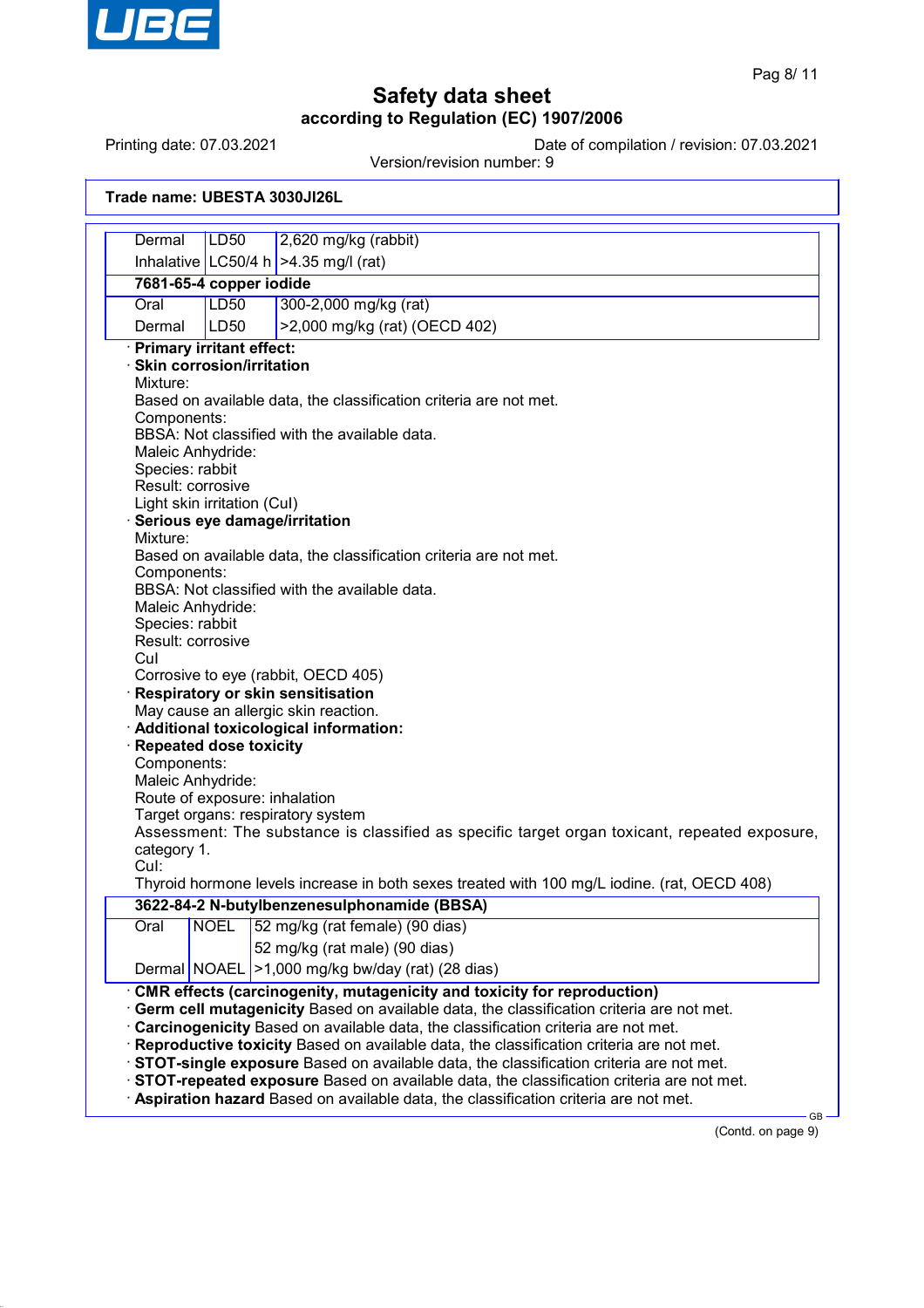Trade name: UBESTA 3030JI26L

| | | |
|---|---|---|
| Dermal | LD50 | 2,620 mg/kg (rabbit) |
| Inhalative | LC50/4 h | >4.35 mg/l (rat) |
| **7681-65-4 copper iodide** | | |
| Oral | LD50 | 300-2,000 mg/kg (rat) |
| Dermal | LD50 | >2,000 mg/kg (rat) (OECD 402) |

· **Primary irritant effect:**

· **Skin corrosion/irritation**

Mixture:
Based on available data, the classification criteria are not met.
Components:
BBSA: Not classified with the available data.
Maleic Anhydride:
Species: rabbit
Result: corrosive
Light skin irritation (CuI)

· **Serious eye damage/irritation**

Mixture:
Based on available data, the classification criteria are not met.
Components:
BBSA: Not classified with the available data.
Maleic Anhydride:
Species: rabbit
Result: corrosive
CuI
Corrosive to eye (rabbit, OECD 405)

· **Respiratory or skin sensitisation**

May cause an allergic skin reaction.

· **Additional toxicological information:**

· **Repeated dose toxicity**

Components:
Maleic Anhydride:
Route of exposure: inhalation
Target organs: respiratory system
Assessment: The substance is classified as specific target organ toxicant, repeated exposure, category 1.
CuI:
Thyroid hormone levels increase in both sexes treated with 100 mg/L iodine. (rat, OECD 408)

| **3622-84-2 N-butylbenzenesulphonamide (BBSA)** | | |
|---|---|---|
| Oral | NOEL | 52 mg/kg (rat female) (90 dias) |
| | | 52 mg/kg (rat male) (90 dias) |
| Dermal | NOAEL | >1,000 mg/kg bw/day (rat) (28 dias) |

· **CMR effects (carcinogenity, mutagenicity and toxicity for reproduction)**

· **Germ cell mutagenicity** Based on available data, the classification criteria are not met.

· **Carcinogenicity** Based on available data, the classification criteria are not met.

· **Reproductive toxicity** Based on available data, the classification criteria are not met.

· **STOT-single exposure** Based on available data, the classification criteria are not met.

· **STOT-repeated exposure** Based on available data, the classification criteria are not met.

· **Aspiration hazard** Based on available data, the classification criteria are not met.

(Contd. on page 9)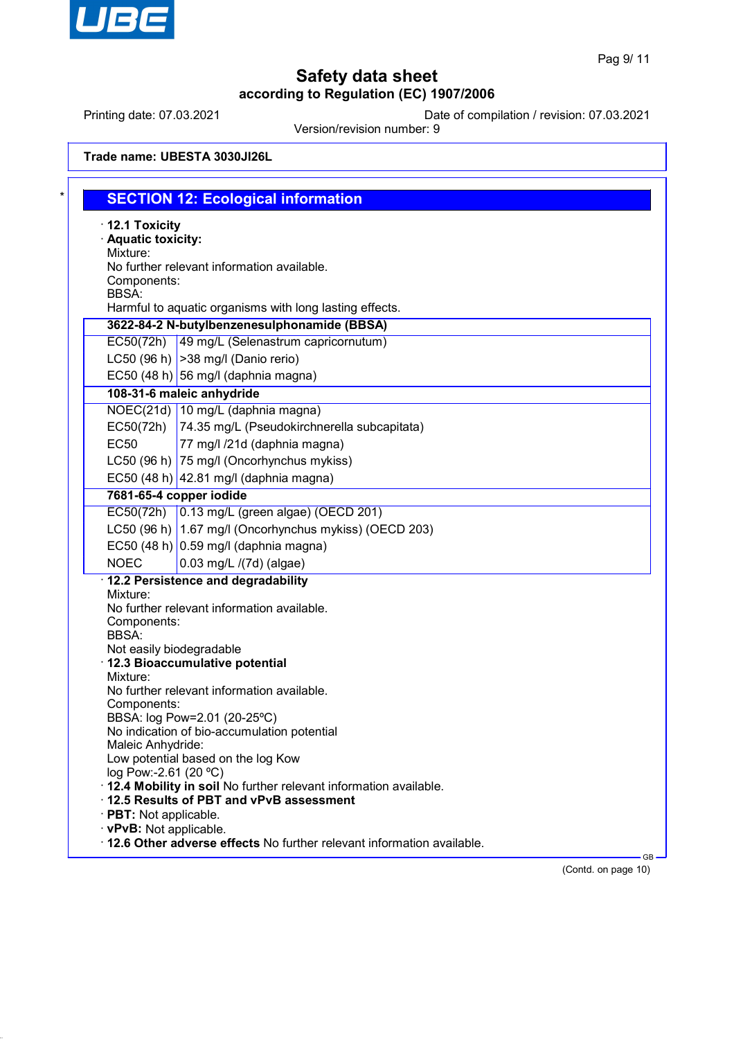Safety data sheet

according to Regulation (EC) 1907/2006

Printing date: 07.03.2021

Date of compilation / revision: 07.03.2021

Version/revision number: 9

**Trade name: UBESTA 3030JI26L**

## SECTION 12: Ecological information

· **12.1 Toxicity**

· **Aquatic toxicity:**

Mixture:

No further relevant information available.

Components:

BBSA:

Harmful to aquatic organisms with long lasting effects.

| **3622-84-2 N-butylbenzenesulphonamide (BBSA)** | |
|---|---|
| EC50(72h) | 49 mg/L (Selenastrum capricornutum) |
| LC50 (96 h) | >38 mg/l (Danio rerio) |
| EC50 (48 h) | 56 mg/l (daphnia magna) |
| **108-31-6 maleic anhydride** | |
| NOEC(21d) | 10 mg/L (daphnia magna) |
| EC50(72h) | 74.35 mg/L (Pseudokirchnerella subcapitata) |
| EC50 | 77 mg/l /21d (daphnia magna) |
| LC50 (96 h) | 75 mg/l (Oncorhynchus mykiss) |
| EC50 (48 h) | 42.81 mg/l (daphnia magna) |
| **7681-65-4 copper iodide** | |
| EC50(72h) | 0.13 mg/L (green algae) (OECD 201) |
| LC50 (96 h) | 1.67 mg/l (Oncorhynchus mykiss) (OECD 203) |
| EC50 (48 h) | 0.59 mg/l (daphnia magna) |
| NOEC | 0.03 mg/L /(7d) (algae) |

· **12.2 Persistence and degradability**

Mixture:

No further relevant information available.

Components:

BBSA:

Not easily biodegradable

· **12.3 Bioaccumulative potential**

Mixture:

No further relevant information available.

Components:

BBSA: log Pow=2.01 (20-25ºC)

No indication of bio-accumulation potential

Maleic Anhydride:

Low potential based on the log Kow

log Pow:-2.61 (20 ºC)

· **12.4 Mobility in soil** No further relevant information available.

· **12.5 Results of PBT and vPvB assessment**

· **PBT:** Not applicable.

· **vPvB:** Not applicable.

· **12.6 Other adverse effects** No further relevant information available.

(Contd. on page 10)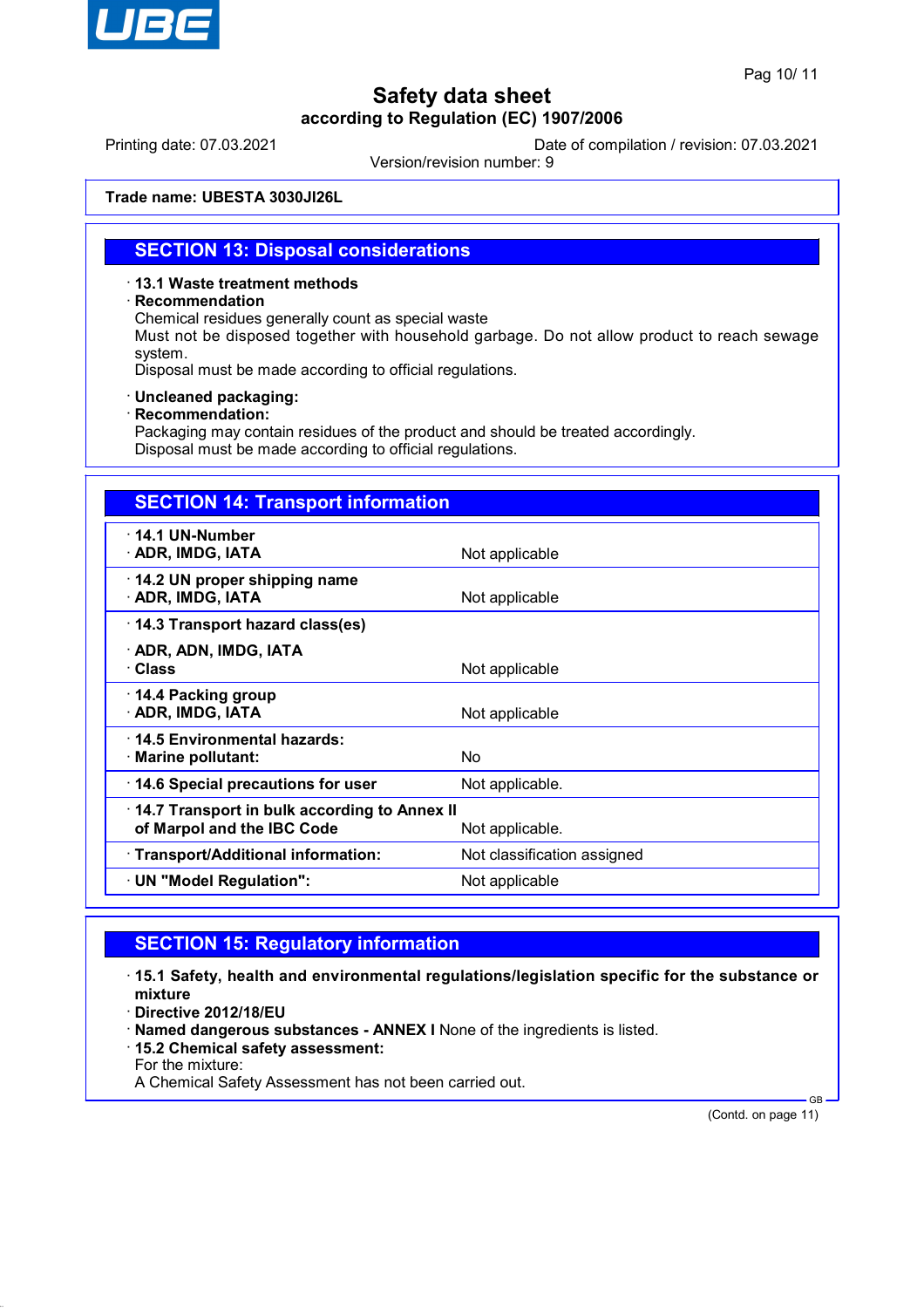**Trade name: UBESTA 3030JI26L**

## SECTION 13: Disposal considerations

· **13.1 Waste treatment methods**
· **Recommendation**
Chemical residues generally count as special waste
Must not be disposed together with household garbage. Do not allow product to reach sewage system.
Disposal must be made according to official regulations.

· **Uncleaned packaging:**
· **Recommendation:**
Packaging may contain residues of the product and should be treated accordingly.
Disposal must be made according to official regulations.

## SECTION 14: Transport information

| | |
|---|---|
| · **14.1 UN-Number**<br>· **ADR, IMDG, IATA** | Not applicable |
| · **14.2 UN proper shipping name**<br>· **ADR, IMDG, IATA** | Not applicable |
| · **14.3 Transport hazard class(es)**<br>· **ADR, ADN, IMDG, IATA**<br>· **Class** | Not applicable |
| · **14.4 Packing group**<br>· **ADR, IMDG, IATA** | Not applicable |
| · **14.5 Environmental hazards:**<br>· **Marine pollutant:** | No |
| · **14.6 Special precautions for user** | Not applicable. |
| · **14.7 Transport in bulk according to Annex II of Marpol and the IBC Code** | Not applicable. |
| · **Transport/Additional information:** | Not classification assigned |
| · **UN "Model Regulation":** | Not applicable |

## SECTION 15: Regulatory information

· **15.1 Safety, health and environmental regulations/legislation specific for the substance or mixture**
· **Directive 2012/18/EU**
· **Named dangerous substances - ANNEX I** None of the ingredients is listed.
· **15.2 Chemical safety assessment:**
For the mixture:
A Chemical Safety Assessment has not been carried out.

(Contd. on page 11)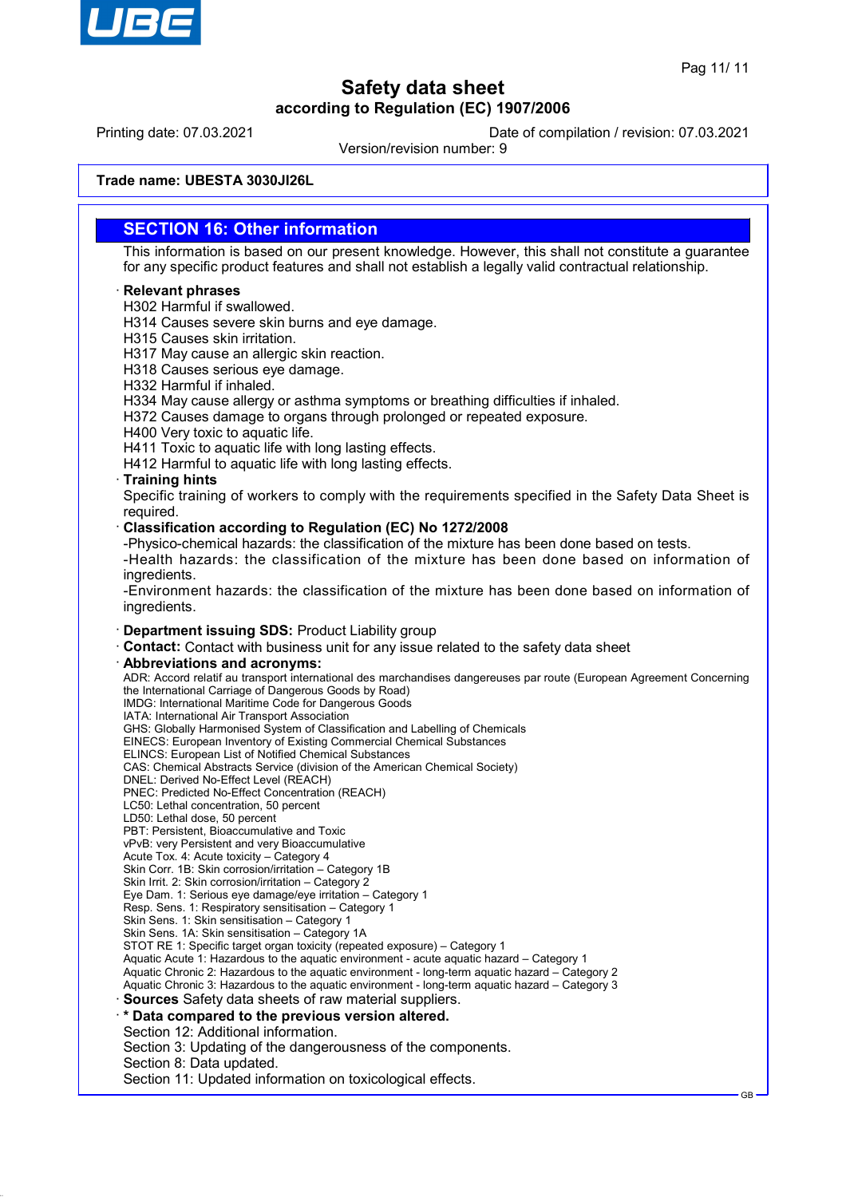Safety data sheet
according to Regulation (EC) 1907/2006

Printing date: 07.03.2021 Date of compilation / revision: 07.03.2021
Version/revision number: 9

**Trade name: UBESTA 3030JI26L**

## SECTION 16: Other information

This information is based on our present knowledge. However, this shall not constitute a guarantee for any specific product features and shall not establish a legally valid contractual relationship.

· **Relevant phrases**
H302 Harmful if swallowed.
H314 Causes severe skin burns and eye damage.
H315 Causes skin irritation.
H317 May cause an allergic skin reaction.
H318 Causes serious eye damage.
H332 Harmful if inhaled.
H334 May cause allergy or asthma symptoms or breathing difficulties if inhaled.
H372 Causes damage to organs through prolonged or repeated exposure.
H400 Very toxic to aquatic life.
H411 Toxic to aquatic life with long lasting effects.
H412 Harmful to aquatic life with long lasting effects.

· **Training hints**
Specific training of workers to comply with the requirements specified in the Safety Data Sheet is required.

· **Classification according to Regulation (EC) No 1272/2008**
-Physico-chemical hazards: the classification of the mixture has been done based on tests.
-Health hazards: the classification of the mixture has been done based on information of ingredients.
-Environment hazards: the classification of the mixture has been done based on information of ingredients.

· **Department issuing SDS:** Product Liability group
· **Contact:** Contact with business unit for any issue related to the safety data sheet
· **Abbreviations and acronyms:**
ADR: Accord relatif au transport international des marchandises dangereuses par route (European Agreement Concerning the International Carriage of Dangerous Goods by Road)
IMDG: International Maritime Code for Dangerous Goods
IATA: International Air Transport Association
GHS: Globally Harmonised System of Classification and Labelling of Chemicals
EINECS: European Inventory of Existing Commercial Chemical Substances
ELINCS: European List of Notified Chemical Substances
CAS: Chemical Abstracts Service (division of the American Chemical Society)
DNEL: Derived No-Effect Level (REACH)
PNEC: Predicted No-Effect Concentration (REACH)
LC50: Lethal concentration, 50 percent
LD50: Lethal dose, 50 percent
PBT: Persistent, Bioaccumulative and Toxic
vPvB: very Persistent and very Bioaccumulative
Acute Tox. 4: Acute toxicity – Category 4
Skin Corr. 1B: Skin corrosion/irritation – Category 1B
Skin Irrit. 2: Skin corrosion/irritation – Category 2
Eye Dam. 1: Serious eye damage/eye irritation – Category 1
Resp. Sens. 1: Respiratory sensitisation – Category 1
Skin Sens. 1: Skin sensitisation – Category 1
Skin Sens. 1A: Skin sensitisation – Category 1A
STOT RE 1: Specific target organ toxicity (repeated exposure) – Category 1
Aquatic Acute 1: Hazardous to the aquatic environment - acute aquatic hazard – Category 1
Aquatic Chronic 2: Hazardous to the aquatic environment - long-term aquatic hazard – Category 2
Aquatic Chronic 3: Hazardous to the aquatic environment - long-term aquatic hazard – Category 3

· **Sources** Safety data sheets of raw material suppliers.
· **\* Data compared to the previous version altered.**
Section 12: Additional information.
Section 3: Updating of the dangerousness of the components.
Section 8: Data updated.
Section 11: Updated information on toxicological effects.